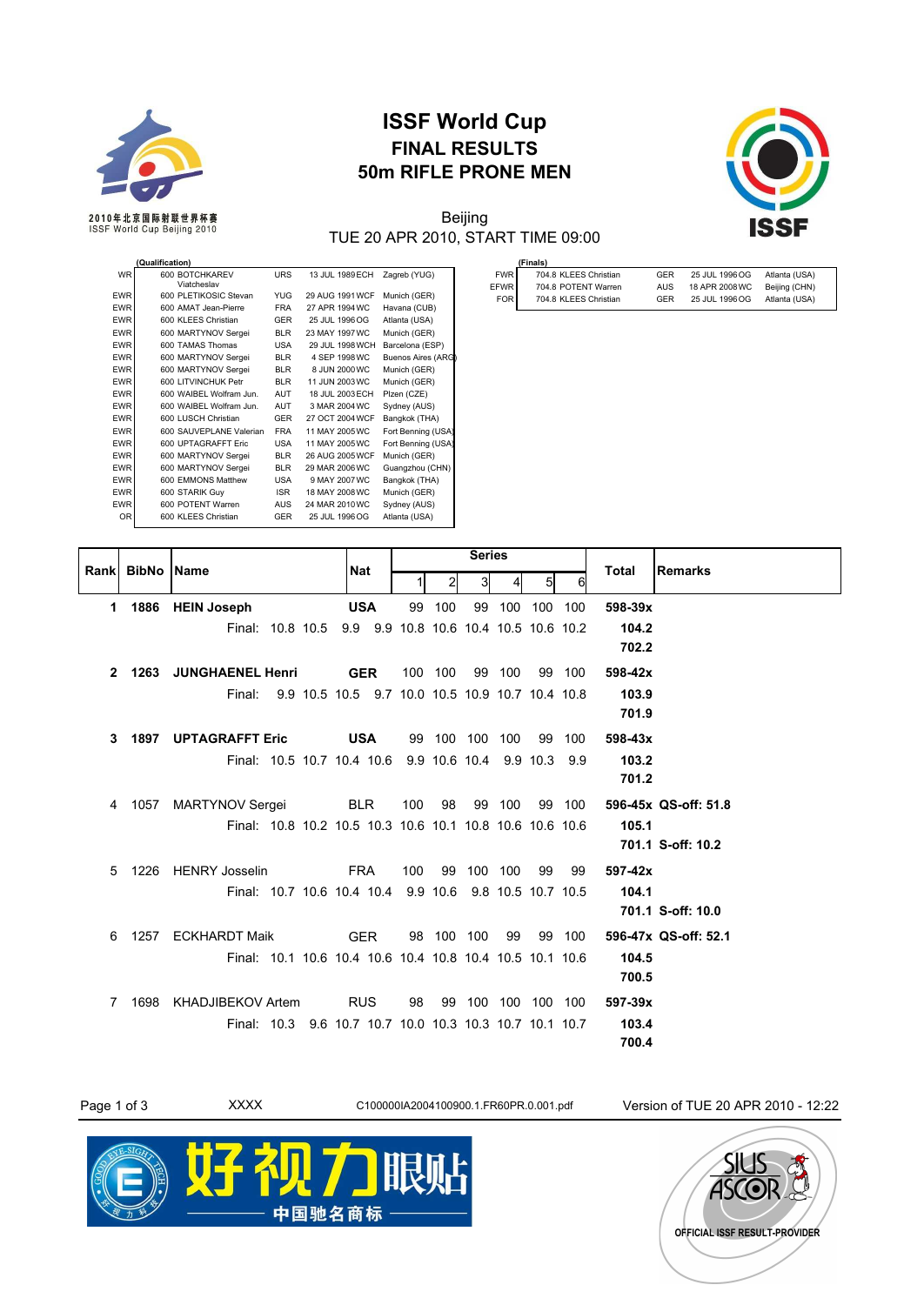# ISSF World Cup

## FINAL RESULTS

## 50m RIFLE PRONE MEN

2010年北京国际射联世界杯赛
ISSF World Cup Beijing 2010

Beijing
TUE 20 APR 2010, START TIME 09:00

**(Qualification)**

| | | | | | |
|---|---|---|---|---|---|
| WR | 600 BOTCHKAREV Viatcheslav | URS | 13 JUL 1989 | ECH | Zagreb (YUG) |
| EWR | 600 PLETIKOSIC Stevan | YUG | 29 AUG 1991 | WCF | Munich (GER) |
| EWR | 600 AMAT Jean-Pierre | FRA | 27 APR 1994 | WC | Havana (CUB) |
| EWR | 600 KLEES Christian | GER | 25 JUL 1996 | OG | Atlanta (USA) |
| EWR | 600 MARTYNOV Sergei | BLR | 23 MAY 1997 | WC | Munich (GER) |
| EWR | 600 TAMAS Thomas | USA | 29 JUL 1998 | WCH | Barcelona (ESP) |
| EWR | 600 MARTYNOV Sergei | BLR | 4 SEP 1998 | WC | Buenos Aires (ARG) |
| EWR | 600 MARTYNOV Sergei | BLR | 8 JUN 2000 | WC | Munich (GER) |
| EWR | 600 LITVINCHUK Petr | BLR | 11 JUN 2003 | WC | Munich (GER) |
| EWR | 600 WAIBEL Wolfram Jun. | AUT | 18 JUL 2003 | ECH | Plzen (CZE) |
| EWR | 600 WAIBEL Wolfram Jun. | AUT | 3 MAR 2004 | WC | Sydney (AUS) |
| EWR | 600 LUSCH Christian | GER | 27 OCT 2004 | WCF | Bangkok (THA) |
| EWR | 600 SAUVEPLANE Valerian | FRA | 11 MAY 2005 | WC | Fort Benning (USA) |
| EWR | 600 UPTAGRAFFT Eric | USA | 11 MAY 2005 | WC | Fort Benning (USA) |
| EWR | 600 MARTYNOV Sergei | BLR | 26 AUG 2005 | WCF | Munich (GER) |
| EWR | 600 MARTYNOV Sergei | BLR | 29 MAR 2006 | WC | Guangzhou (CHN) |
| EWR | 600 EMMONS Matthew | USA | 9 MAY 2007 | WC | Bangkok (THA) |
| EWR | 600 STARIK Guy | ISR | 18 MAY 2008 | WC | Munich (GER) |
| EWR | 600 POTENT Warren | AUS | 24 MAR 2010 | WC | Sydney (AUS) |
| OR | 600 KLEES Christian | GER | 25 JUL 1996 | OG | Atlanta (USA) |

**(Finals)**

| | | | | | |
|---|---|---|---|---|---|
| FWR | 704.8 KLEES Christian | GER | 25 JUL 1996 | OG | Atlanta (USA) |
| EFWR | 704.8 POTENT Warren | AUS | 18 APR 2008 | WC | Beijing (CHN) |
| FOR | 704.8 KLEES Christian | GER | 25 JUL 1996 | OG | Atlanta (USA) |

| Rank | BibNo | Name | Nat | Series 1 | 2 | 3 | 4 | 5 | 6 | Total | Remarks |
|---|---|---|---|---|---|---|---|---|---|---|---|
| **1** | **1886** | **HEIN Joseph** | **USA** | 99 | 100 | 99 | 100 | 100 | 100 | **598-39x** | |
| | | Final: 10.8 10.5 9.9 9.9 10.8 10.6 10.4 10.5 10.6 10.2 | | | | | | | | **104.2** | |
| | | | | | | | | | | **702.2** | |
| **2** | **1263** | **JUNGHAENEL Henri** | **GER** | 100 | 100 | 99 | 100 | 99 | 100 | **598-42x** | |
| | | Final: 9.9 10.5 10.5 9.7 10.0 10.5 10.9 10.7 10.4 10.8 | | | | | | | | **103.9** | |
| | | | | | | | | | | **701.9** | |
| **3** | **1897** | **UPTAGRAFFT Eric** | **USA** | 99 | 100 | 100 | 100 | 99 | 100 | **598-43x** | |
| | | Final: 10.5 10.7 10.4 10.6 9.9 10.6 10.4 9.9 10.3 9.9 | | | | | | | | **103.2** | |
| | | | | | | | | | | **701.2** | |
| 4 | 1057 | MARTYNOV Sergei | BLR | 100 | 98 | 99 | 100 | 99 | 100 | **596-45x** | **QS-off: 51.8** |
| | | Final: 10.8 10.2 10.5 10.3 10.6 10.1 10.8 10.6 10.6 10.6 | | | | | | | | **105.1** | |
| | | | | | | | | | | **701.1** | **S-off: 10.2** |
| 5 | 1226 | HENRY Josselin | FRA | 100 | 99 | 100 | 100 | 99 | 99 | **597-42x** | |
| | | Final: 10.7 10.6 10.4 10.4 9.9 10.6 9.8 10.5 10.7 10.5 | | | | | | | | **104.1** | |
| | | | | | | | | | | **701.1** | **S-off: 10.0** |
| 6 | 1257 | ECKHARDT Maik | GER | 98 | 100 | 100 | 99 | 99 | 100 | **596-47x** | **QS-off: 52.1** |
| | | Final: 10.1 10.6 10.4 10.6 10.4 10.8 10.4 10.5 10.1 10.6 | | | | | | | | **104.5** | |
| | | | | | | | | | | **700.5** | |
| 7 | 1698 | KHADJIBEKOV Artem | RUS | 98 | 99 | 100 | 100 | 100 | 100 | **597-39x** | |
| | | Final: 10.3 9.6 10.7 10.7 10.0 10.3 10.3 10.7 10.1 10.7 | | | | | | | | **103.4** | |
| | | | | | | | | | | **700.4** | |

XXXX C100000IA2004100900.1.FR60PR.0.001.pdf Version of TUE 20 APR 2010 - 12:22

好视力眼贴 中国驰名商标

OFFICIAL ISSF RESULT-PROVIDER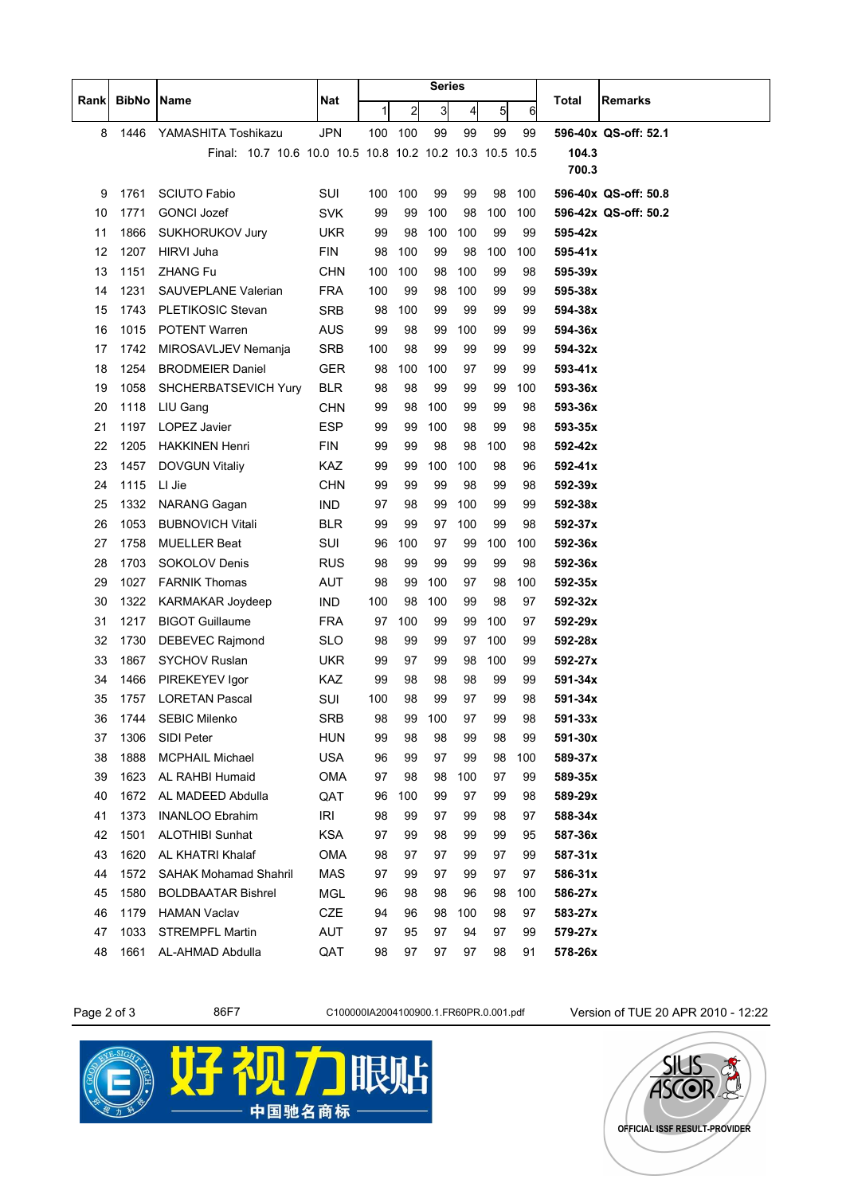| Rank | BibNo | Name | Nat | Series | | | | | | Total | Remarks |
|---|---|---|---|---|---|---|---|---|---|---|---|
| | | | | 1 | 2 | 3 | 4 | 5 | 6 | | |
| 8 | 1446 | YAMASHITA Toshikazu | JPN | 100 | 100 | 99 | 99 | 99 | 99 | **596-40x** | **QS-off: 52.1** |
| | | Final: 10.7 10.6 10.0 10.5 10.8 10.2 10.2 10.3 10.5 10.5 | | | | | | | | **104.3** **700.3** | |
| 9 | 1761 | SCIUTO Fabio | SUI | 100 | 100 | 99 | 99 | 98 | 100 | **596-40x** | **QS-off: 50.8** |
| 10 | 1771 | GONCI Jozef | SVK | 99 | 99 | 100 | 98 | 100 | 100 | **596-42x** | **QS-off: 50.2** |
| 11 | 1866 | SUKHORUKOV Jury | UKR | 99 | 98 | 100 | 100 | 99 | 99 | **595-42x** | |
| 12 | 1207 | HIRVI Juha | FIN | 98 | 100 | 99 | 98 | 100 | 100 | **595-41x** | |
| 13 | 1151 | ZHANG Fu | CHN | 100 | 100 | 98 | 100 | 99 | 98 | **595-39x** | |
| 14 | 1231 | SAUVEPLANE Valerian | FRA | 100 | 99 | 98 | 100 | 99 | 99 | **595-38x** | |
| 15 | 1743 | PLETIKOSIC Stevan | SRB | 98 | 100 | 99 | 99 | 99 | 99 | **594-38x** | |
| 16 | 1015 | POTENT Warren | AUS | 99 | 98 | 99 | 100 | 99 | 99 | **594-36x** | |
| 17 | 1742 | MIROSAVLJEV Nemanja | SRB | 100 | 98 | 99 | 99 | 99 | 99 | **594-32x** | |
| 18 | 1254 | BRODMEIER Daniel | GER | 98 | 100 | 100 | 97 | 99 | 99 | **593-41x** | |
| 19 | 1058 | SHCHERBATSEVICH Yury | BLR | 98 | 98 | 99 | 99 | 99 | 100 | **593-36x** | |
| 20 | 1118 | LIU Gang | CHN | 99 | 98 | 100 | 99 | 99 | 98 | **593-36x** | |
| 21 | 1197 | LOPEZ Javier | ESP | 99 | 99 | 100 | 98 | 99 | 98 | **593-35x** | |
| 22 | 1205 | HAKKINEN Henri | FIN | 99 | 99 | 98 | 98 | 100 | 98 | **592-42x** | |
| 23 | 1457 | DOVGUN Vitaliy | KAZ | 99 | 99 | 100 | 100 | 98 | 96 | **592-41x** | |
| 24 | 1115 | LI Jie | CHN | 99 | 99 | 99 | 98 | 99 | 98 | **592-39x** | |
| 25 | 1332 | NARANG Gagan | IND | 97 | 98 | 99 | 100 | 99 | 99 | **592-38x** | |
| 26 | 1053 | BUBNOVICH Vitali | BLR | 99 | 99 | 97 | 100 | 99 | 98 | **592-37x** | |
| 27 | 1758 | MUELLER Beat | SUI | 96 | 100 | 97 | 99 | 100 | 100 | **592-36x** | |
| 28 | 1703 | SOKOLOV Denis | RUS | 98 | 99 | 99 | 99 | 99 | 98 | **592-36x** | |
| 29 | 1027 | FARNIK Thomas | AUT | 98 | 99 | 100 | 97 | 98 | 100 | **592-35x** | |
| 30 | 1322 | KARMAKAR Joydeep | IND | 100 | 98 | 100 | 99 | 98 | 97 | **592-32x** | |
| 31 | 1217 | BIGOT Guillaume | FRA | 97 | 100 | 99 | 99 | 100 | 97 | **592-29x** | |
| 32 | 1730 | DEBEVEC Rajmond | SLO | 98 | 99 | 99 | 97 | 100 | 99 | **592-28x** | |
| 33 | 1867 | SYCHOV Ruslan | UKR | 99 | 97 | 99 | 98 | 100 | 99 | **592-27x** | |
| 34 | 1466 | PIREKEYEV Igor | KAZ | 99 | 98 | 98 | 98 | 99 | 99 | **591-34x** | |
| 35 | 1757 | LORETAN Pascal | SUI | 100 | 98 | 99 | 97 | 99 | 98 | **591-34x** | |
| 36 | 1744 | SEBIC Milenko | SRB | 98 | 99 | 100 | 97 | 99 | 98 | **591-33x** | |
| 37 | 1306 | SIDI Peter | HUN | 99 | 98 | 98 | 99 | 98 | 99 | **591-30x** | |
| 38 | 1888 | MCPHAIL Michael | USA | 96 | 99 | 97 | 99 | 98 | 100 | **589-37x** | |
| 39 | 1623 | AL RAHBI Humaid | OMA | 97 | 98 | 98 | 100 | 97 | 99 | **589-35x** | |
| 40 | 1672 | AL MADEED Abdulla | QAT | 96 | 100 | 99 | 97 | 99 | 98 | **589-29x** | |
| 41 | 1373 | INANLOO Ebrahim | IRI | 98 | 99 | 97 | 99 | 98 | 97 | **588-34x** | |
| 42 | 1501 | ALOTHIBI Sunhat | KSA | 97 | 99 | 98 | 99 | 99 | 95 | **587-36x** | |
| 43 | 1620 | AL KHATRI Khalaf | OMA | 98 | 97 | 97 | 99 | 97 | 99 | **587-31x** | |
| 44 | 1572 | SAHAK Mohamad Shahril | MAS | 97 | 99 | 97 | 99 | 97 | 97 | **586-31x** | |
| 45 | 1580 | BOLDBAATAR Bishrel | MGL | 96 | 98 | 98 | 96 | 98 | 100 | **586-27x** | |
| 46 | 1179 | HAMAN Vaclav | CZE | 94 | 96 | 98 | 100 | 98 | 97 | **583-27x** | |
| 47 | 1033 | STREMPFL Martin | AUT | 97 | 95 | 97 | 94 | 97 | 99 | **579-27x** | |
| 48 | 1661 | AL-AHMAD Abdulla | QAT | 98 | 97 | 97 | 97 | 98 | 91 | **578-26x** | |

86F7 C100000IA2004100900.1.FR60PR.0.001.pdf Version of TUE 20 APR 2010 - 12:22

好视力眼贴 中国驰名商标

SIUS ASCOR OFFICIAL ISSF RESULT-PROVIDER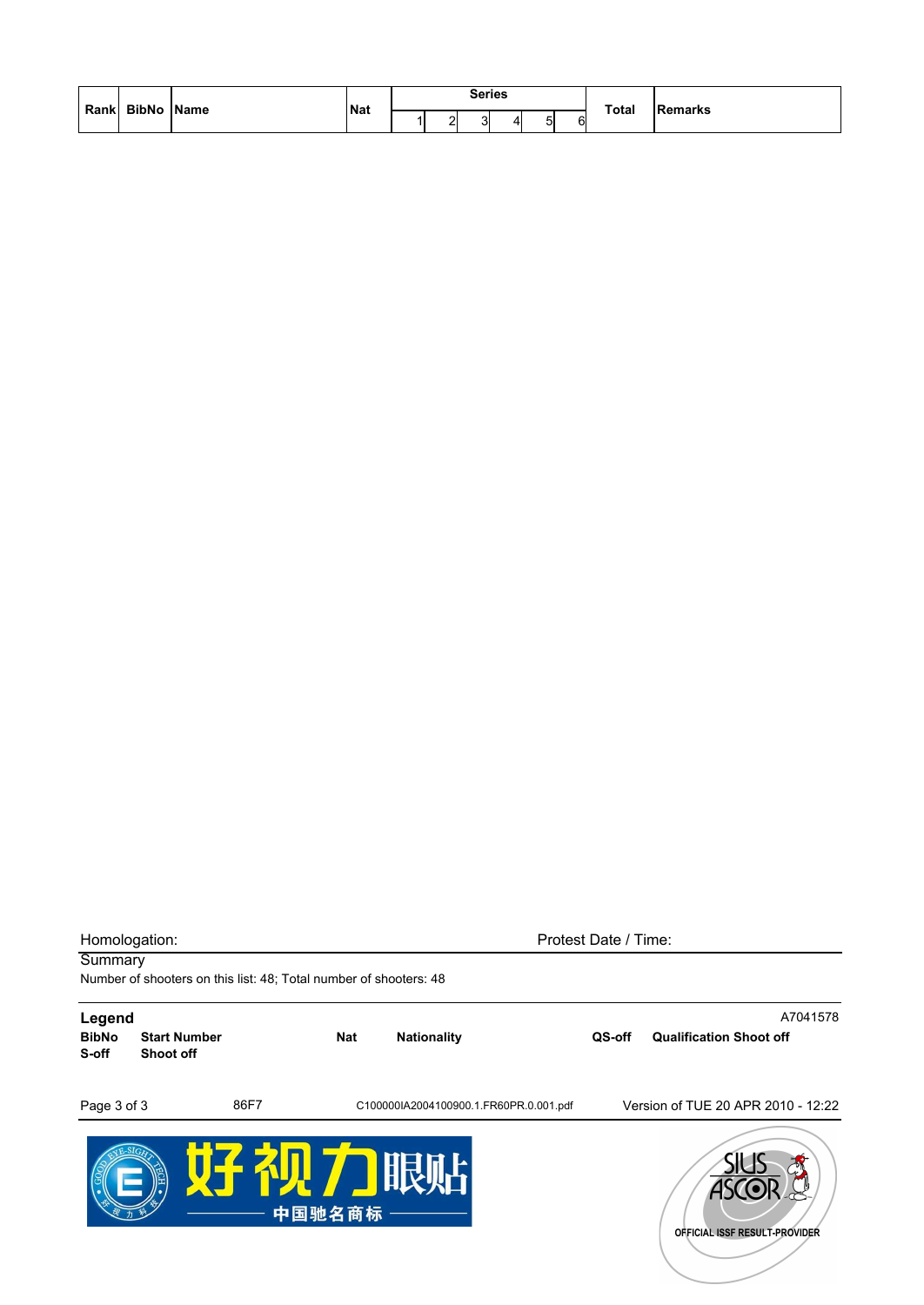| Rank | BibNo | Name | Nat | Series | | | | | | Total | Remarks |
|---|---|---|---|---|---|---|---|---|---|---|---|
| | | | | 1 | 2 | 3 | 4 | 5 | 6 | | |

Homologation:

Protest Date / Time:

Summary

Number of shooters on this list: 48; Total number of shooters: 48

## Legend

A7041578

| | | | | | |
|---|---|---|---|---|---|
| **BibNo** | **Start Number** | **Nat** | **Nationality** | **QS-off** | **Qualification Shoot off** |
| **S-off** | **Shoot off** | | | | |

86F7

C100000IA2004100900.1.FR60PR.0.001.pdf

Version of TUE 20 APR 2010 - 12:22

好视力眼贴

中国驰名商标

OFFICIAL ISSF RESULT-PROVIDER